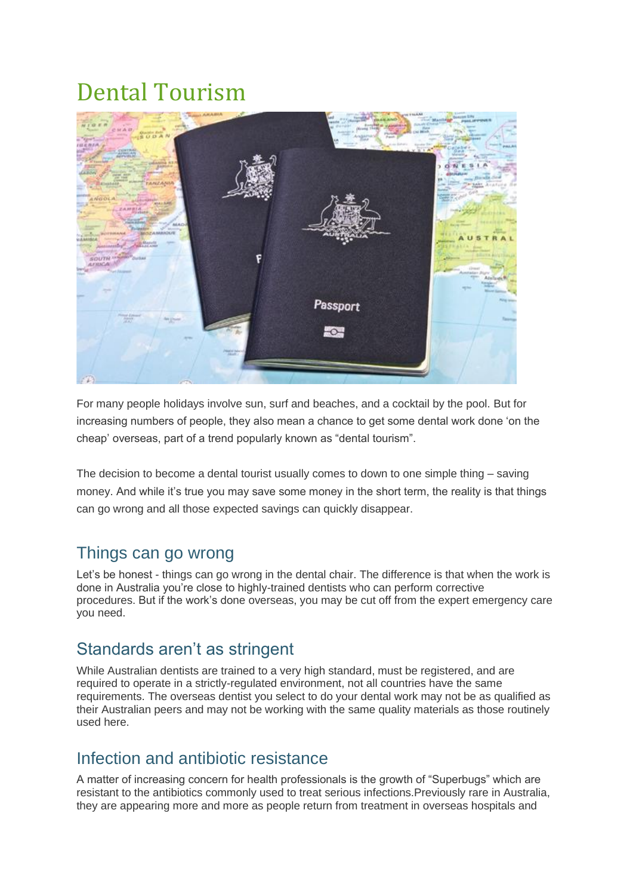# Dental Tourism

For many people holidays involve sun, surf and beaches, and a cocktail by the pool. But for increasing numbers of people, they also mean a chance to get some dental work done 'on the cheap' overseas, part of a trend popularly known as "dental tourism".

The decision to become a dental tourist usually comes to down to one simple thing – saving money. And while it's true you may save some money in the short term, the reality is that things can go wrong and all those expected savings can quickly disappear.

## Things can go wrong

Let's be honest - things can go wrong in the dental chair. The difference is that when the work is done in Australia you're close to highly-trained dentists who can perform corrective procedures. But if the work's done overseas, you may be cut off from the expert emergency care you need.

## Standards aren't as stringent

While Australian dentists are trained to a very high standard, must be registered, and are required to operate in a strictly-regulated environment, not all countries have the same requirements. The overseas dentist you select to do your dental work may not be as qualified as their Australian peers and may not be working with the same quality materials as those routinely used here.

## Infection and antibiotic resistance

A matter of increasing concern for health professionals is the growth of "Superbugs" which are resistant to the antibiotics commonly used to treat serious infections.Previously rare in Australia, they are appearing more and more as people return from treatment in overseas hospitals and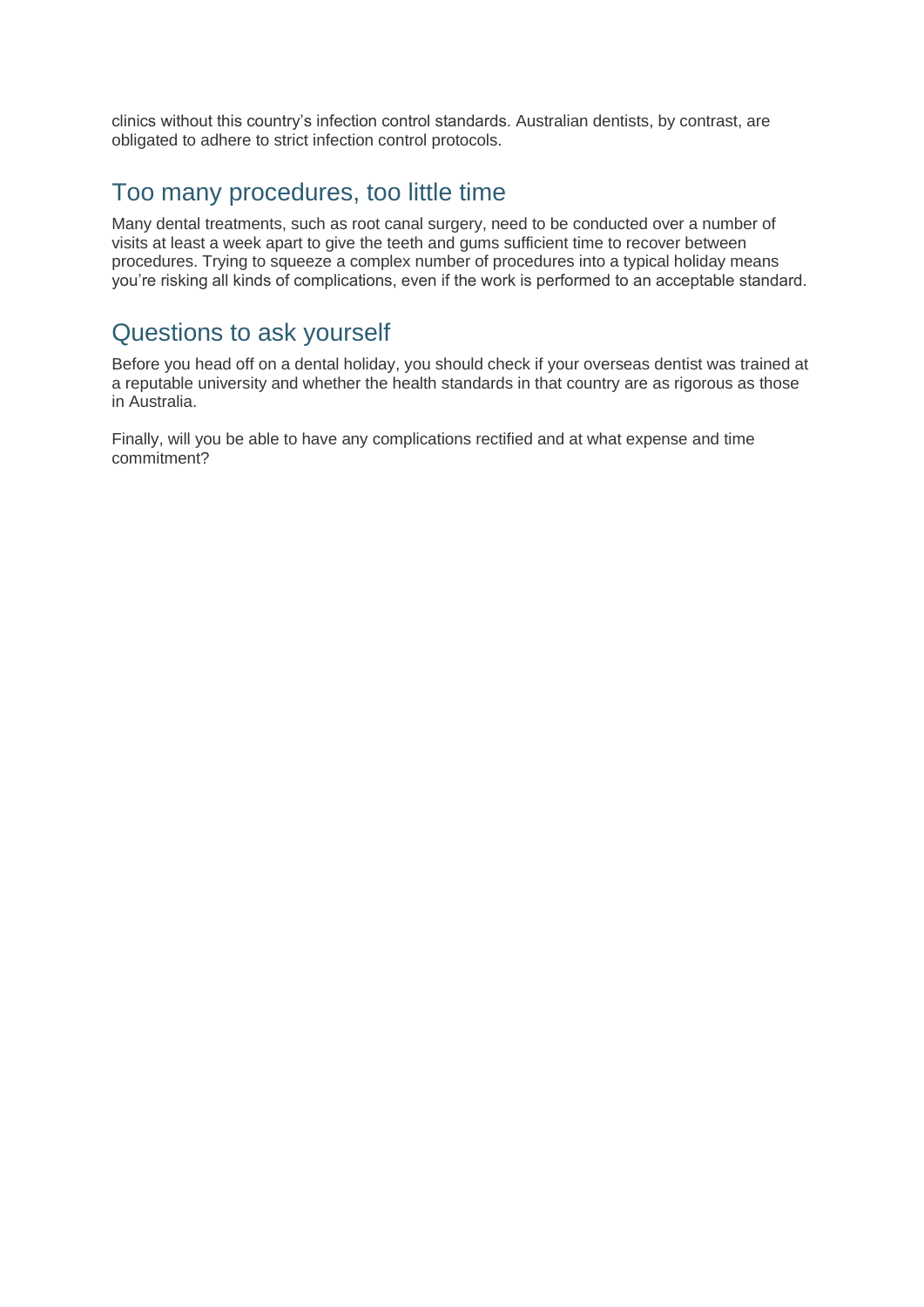clinics without this country's infection control standards. Australian dentists, by contrast, are obligated to adhere to strict infection control protocols.

## Too many procedures, too little time

Many dental treatments, such as root canal surgery, need to be conducted over a number of visits at least a week apart to give the teeth and gums sufficient time to recover between procedures. Trying to squeeze a complex number of procedures into a typical holiday means you're risking all kinds of complications, even if the work is performed to an acceptable standard.

## Questions to ask yourself

Before you head off on a dental holiday, you should check if your overseas dentist was trained at a reputable university and whether the health standards in that country are as rigorous as those in Australia.

Finally, will you be able to have any complications rectified and at what expense and time commitment?